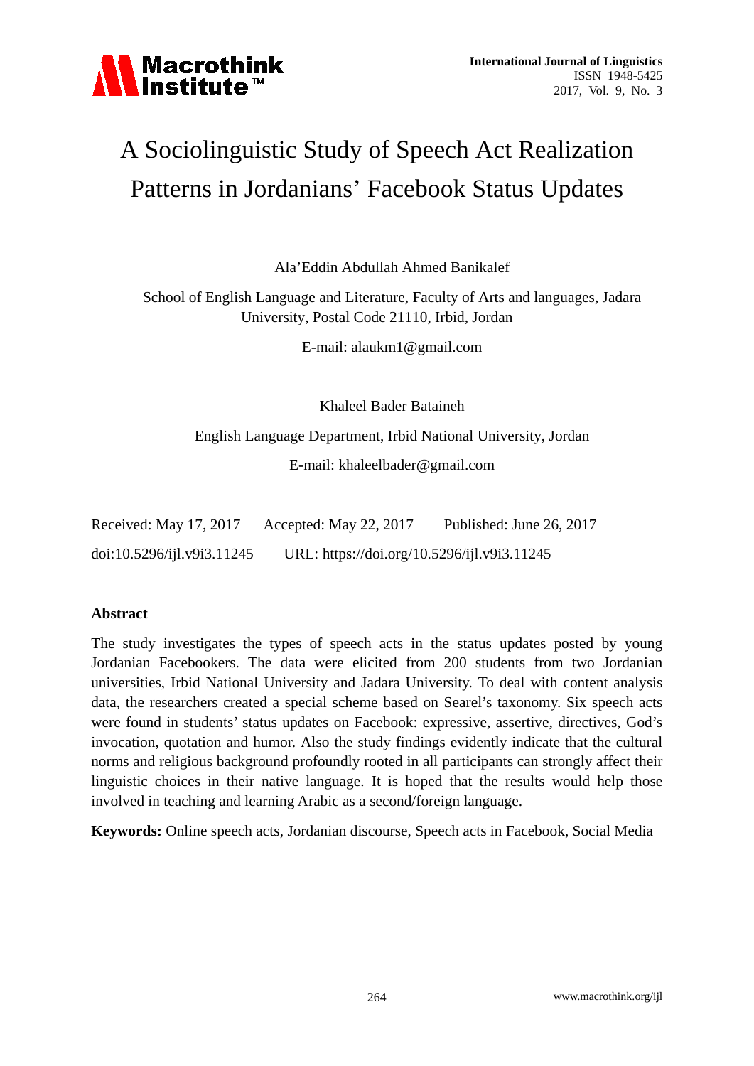# A Sociolinguistic Study of Speech Act Realization Patterns in Jordanians' Facebook Status Updates

Ala'Eddin Abdullah Ahmed Banikalef

School of English Language and Literature, Faculty of Arts and languages, Jadara University, Postal Code 21110, Irbid, Jordan

E-mail: alaukm1@gmail.com

Khaleel Bader Bataineh

English Language Department, Irbid National University, Jordan

E-mail: khaleelbader@gmail.com

Received: May 17, 2017 Accepted: May 22, 2017 Published: June 26, 2017

doi:10.5296/ijl.v9i3.11245 URL: https://doi.org/10.5296/ijl.v9i3.11245

## Abstract

The study investigates the types of speech acts in the status updates posted by young Jordanian Facebookers. The data were elicited from 200 students from two Jordanian universities, Irbid National University and Jadara University. To deal with content analysis data, the researchers created a special scheme based on Searel's taxonomy. Six speech acts were found in students' status updates on Facebook: expressive, assertive, directives, God's invocation, quotation and humor. Also the study findings evidently indicate that the cultural norms and religious background profoundly rooted in all participants can strongly affect their linguistic choices in their native language. It is hoped that the results would help those involved in teaching and learning Arabic as a second/foreign language.

**Keywords:** Online speech acts, Jordanian discourse, Speech acts in Facebook, Social Media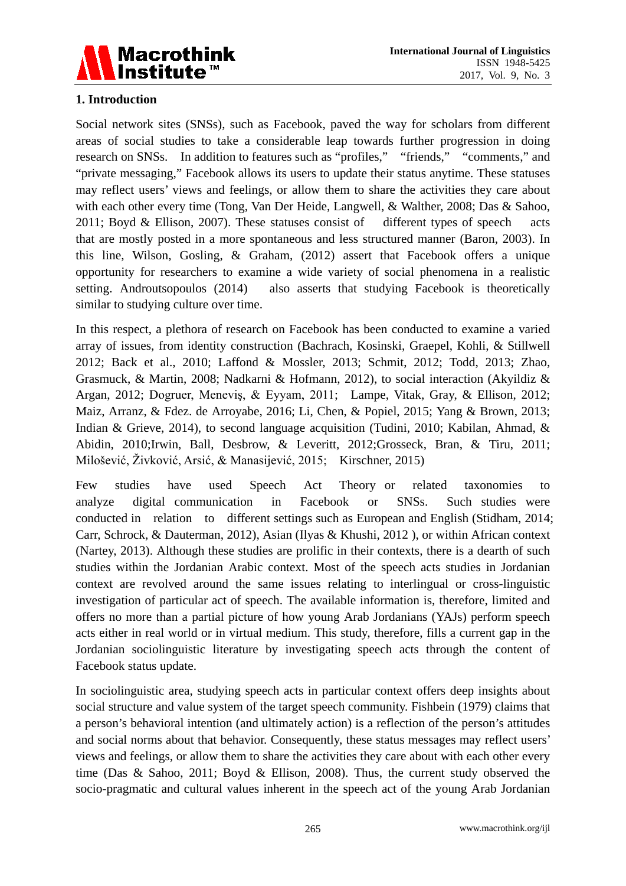## 1. Introduction

Social network sites (SNSs), such as Facebook, paved the way for scholars from different areas of social studies to take a considerable leap towards further progression in doing research on SNSs. In addition to features such as "profiles," "friends," "comments," and "private messaging," Facebook allows its users to update their status anytime. These statuses may reflect users' views and feelings, or allow them to share the activities they care about with each other every time (Tong, Van Der Heide, Langwell, & Walther, 2008; Das & Sahoo, 2011; Boyd & Ellison, 2007). These statuses consist of different types of speech acts that are mostly posted in a more spontaneous and less structured manner (Baron, 2003). In this line, Wilson, Gosling, & Graham, (2012) assert that Facebook offers a unique opportunity for researchers to examine a wide variety of social phenomena in a realistic setting. Androutsopoulos (2014) also asserts that studying Facebook is theoretically similar to studying culture over time.

In this respect, a plethora of research on Facebook has been conducted to examine a varied array of issues, from identity construction (Bachrach, Kosinski, Graepel, Kohli, & Stillwell 2012; Back et al., 2010; Laffond & Mossler, 2013; Schmit, 2012; Todd, 2013; Zhao, Grasmuck, & Martin, 2008; Nadkarni & Hofmann, 2012), to social interaction (Akyildiz & Argan, 2012; Dogruer, Meneviş, & Eyyam, 2011; Lampe, Vitak, Gray, & Ellison, 2012; Maiz, Arranz, & Fdez. de Arroyabe, 2016; Li, Chen, & Popiel, 2015; Yang & Brown, 2013; Indian & Grieve, 2014), to second language acquisition (Tudini, 2010; Kabilan, Ahmad, & Abidin, 2010;Irwin, Ball, Desbrow, & Leveritt, 2012;Grosseck, Bran, & Tiru, 2011; Milošević, Živković, Arsić, & Manasijević, 2015; Kirschner, 2015)

Few studies have used Speech Act Theory or related taxonomies to analyze digital communication in Facebook or SNSs. Such studies were conducted in relation to different settings such as European and English (Stidham, 2014; Carr, Schrock, & Dauterman, 2012), Asian (Ilyas & Khushi, 2012 ), or within African context (Nartey, 2013). Although these studies are prolific in their contexts, there is a dearth of such studies within the Jordanian Arabic context. Most of the speech acts studies in Jordanian context are revolved around the same issues relating to interlingual or cross-linguistic investigation of particular act of speech. The available information is, therefore, limited and offers no more than a partial picture of how young Arab Jordanians (YAJs) perform speech acts either in real world or in virtual medium. This study, therefore, fills a current gap in the Jordanian sociolinguistic literature by investigating speech acts through the content of Facebook status update.

In sociolinguistic area, studying speech acts in particular context offers deep insights about social structure and value system of the target speech community. Fishbein (1979) claims that a person's behavioral intention (and ultimately action) is a reflection of the person's attitudes and social norms about that behavior. Consequently, these status messages may reflect users' views and feelings, or allow them to share the activities they care about with each other every time (Das & Sahoo, 2011; Boyd & Ellison, 2008). Thus, the current study observed the socio-pragmatic and cultural values inherent in the speech act of the young Arab Jordanian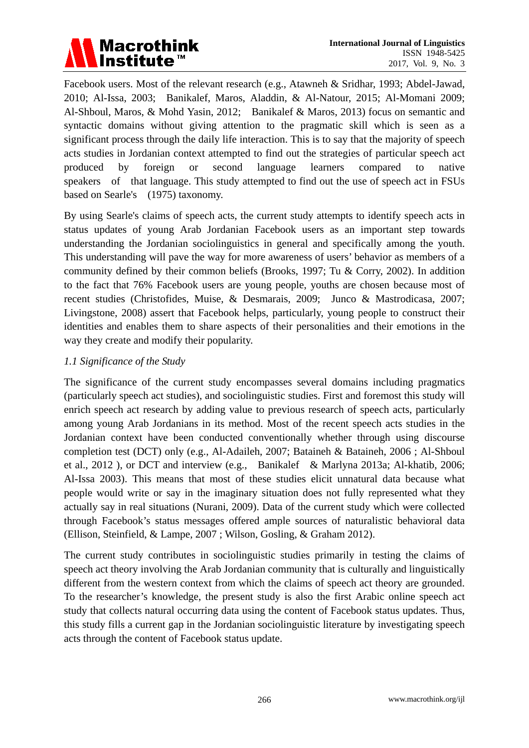Facebook users. Most of the relevant research (e.g., Atawneh & Sridhar, 1993; Abdel-Jawad, 2010; Al-Issa, 2003; Banikalef, Maros, Aladdin, & Al-Natour, 2015; Al-Momani 2009; Al-Shboul, Maros, & Mohd Yasin, 2012; Banikalef & Maros, 2013) focus on semantic and syntactic domains without giving attention to the pragmatic skill which is seen as a significant process through the daily life interaction. This is to say that the majority of speech acts studies in Jordanian context attempted to find out the strategies of particular speech act produced by foreign or second language learners compared to native speakers of that language. This study attempted to find out the use of speech act in FSUs based on Searle's (1975) taxonomy.

By using Searle's claims of speech acts, the current study attempts to identify speech acts in status updates of young Arab Jordanian Facebook users as an important step towards understanding the Jordanian sociolinguistics in general and specifically among the youth. This understanding will pave the way for more awareness of users' behavior as members of a community defined by their common beliefs (Brooks, 1997; Tu & Corry, 2002). In addition to the fact that 76% Facebook users are young people, youths are chosen because most of recent studies (Christofides, Muise, & Desmarais, 2009; Junco & Mastrodicasa, 2007; Livingstone, 2008) assert that Facebook helps, particularly, young people to construct their identities and enables them to share aspects of their personalities and their emotions in the way they create and modify their popularity.

### *1.1 Significance of the Study*

The significance of the current study encompasses several domains including pragmatics (particularly speech act studies), and sociolinguistic studies. First and foremost this study will enrich speech act research by adding value to previous research of speech acts, particularly among young Arab Jordanians in its method. Most of the recent speech acts studies in the Jordanian context have been conducted conventionally whether through using discourse completion test (DCT) only (e.g., Al-Adaileh, 2007; Bataineh & Bataineh, 2006 ; Al-Shboul et al., 2012 ), or DCT and interview (e.g., Banikalef & Marlyna 2013a; Al-khatib, 2006; Al-Issa 2003). This means that most of these studies elicit unnatural data because what people would write or say in the imaginary situation does not fully represented what they actually say in real situations (Nurani, 2009). Data of the current study which were collected through Facebook's status messages offered ample sources of naturalistic behavioral data (Ellison, Steinfield, & Lampe, 2007 ; Wilson, Gosling, & Graham 2012).

The current study contributes in sociolinguistic studies primarily in testing the claims of speech act theory involving the Arab Jordanian community that is culturally and linguistically different from the western context from which the claims of speech act theory are grounded. To the researcher's knowledge, the present study is also the first Arabic online speech act study that collects natural occurring data using the content of Facebook status updates. Thus, this study fills a current gap in the Jordanian sociolinguistic literature by investigating speech acts through the content of Facebook status update.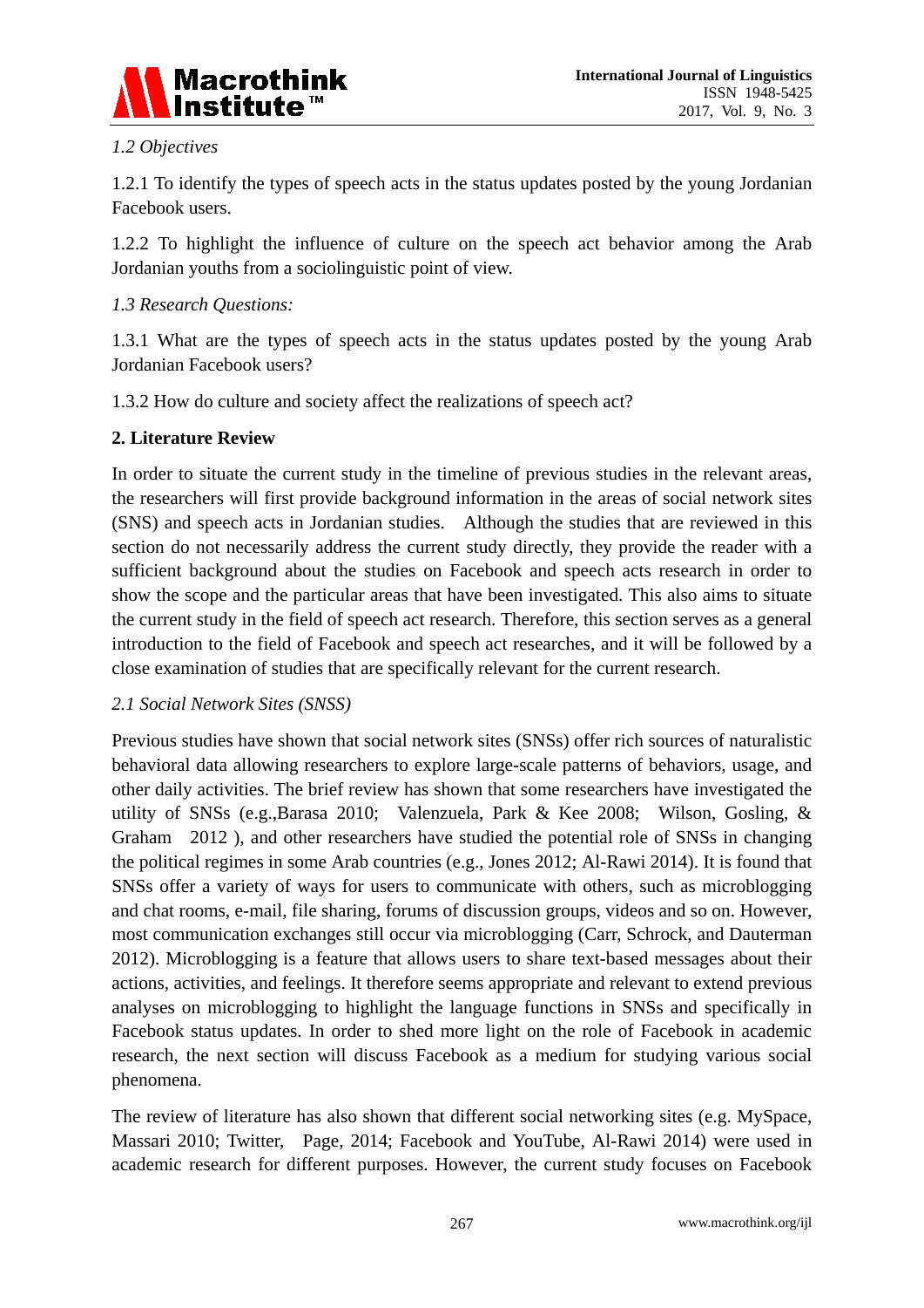*1.2 Objectives*

1.2.1 To identify the types of speech acts in the status updates posted by the young Jordanian Facebook users.

1.2.2 To highlight the influence of culture on the speech act behavior among the Arab Jordanian youths from a sociolinguistic point of view.

*1.3 Research Questions:*

1.3.1 What are the types of speech acts in the status updates posted by the young Arab Jordanian Facebook users?

1.3.2 How do culture and society affect the realizations of speech act?

## 2. Literature Review

In order to situate the current study in the timeline of previous studies in the relevant areas, the researchers will first provide background information in the areas of social network sites (SNS) and speech acts in Jordanian studies. Although the studies that are reviewed in this section do not necessarily address the current study directly, they provide the reader with a sufficient background about the studies on Facebook and speech acts research in order to show the scope and the particular areas that have been investigated. This also aims to situate the current study in the field of speech act research. Therefore, this section serves as a general introduction to the field of Facebook and speech act researches, and it will be followed by a close examination of studies that are specifically relevant for the current research.

*2.1 Social Network Sites (SNSS)*

Previous studies have shown that social network sites (SNSs) offer rich sources of naturalistic behavioral data allowing researchers to explore large-scale patterns of behaviors, usage, and other daily activities. The brief review has shown that some researchers have investigated the utility of SNSs (e.g.,Barasa 2010; Valenzuela, Park & Kee 2008; Wilson, Gosling, & Graham 2012 ), and other researchers have studied the potential role of SNSs in changing the political regimes in some Arab countries (e.g., Jones 2012; Al-Rawi 2014). It is found that SNSs offer a variety of ways for users to communicate with others, such as microblogging and chat rooms, e-mail, file sharing, forums of discussion groups, videos and so on. However, most communication exchanges still occur via microblogging (Carr, Schrock, and Dauterman 2012). Microblogging is a feature that allows users to share text-based messages about their actions, activities, and feelings. It therefore seems appropriate and relevant to extend previous analyses on microblogging to highlight the language functions in SNSs and specifically in Facebook status updates. In order to shed more light on the role of Facebook in academic research, the next section will discuss Facebook as a medium for studying various social phenomena.

The review of literature has also shown that different social networking sites (e.g. MySpace, Massari 2010; Twitter, Page, 2014; Facebook and YouTube, Al-Rawi 2014) were used in academic research for different purposes. However, the current study focuses on Facebook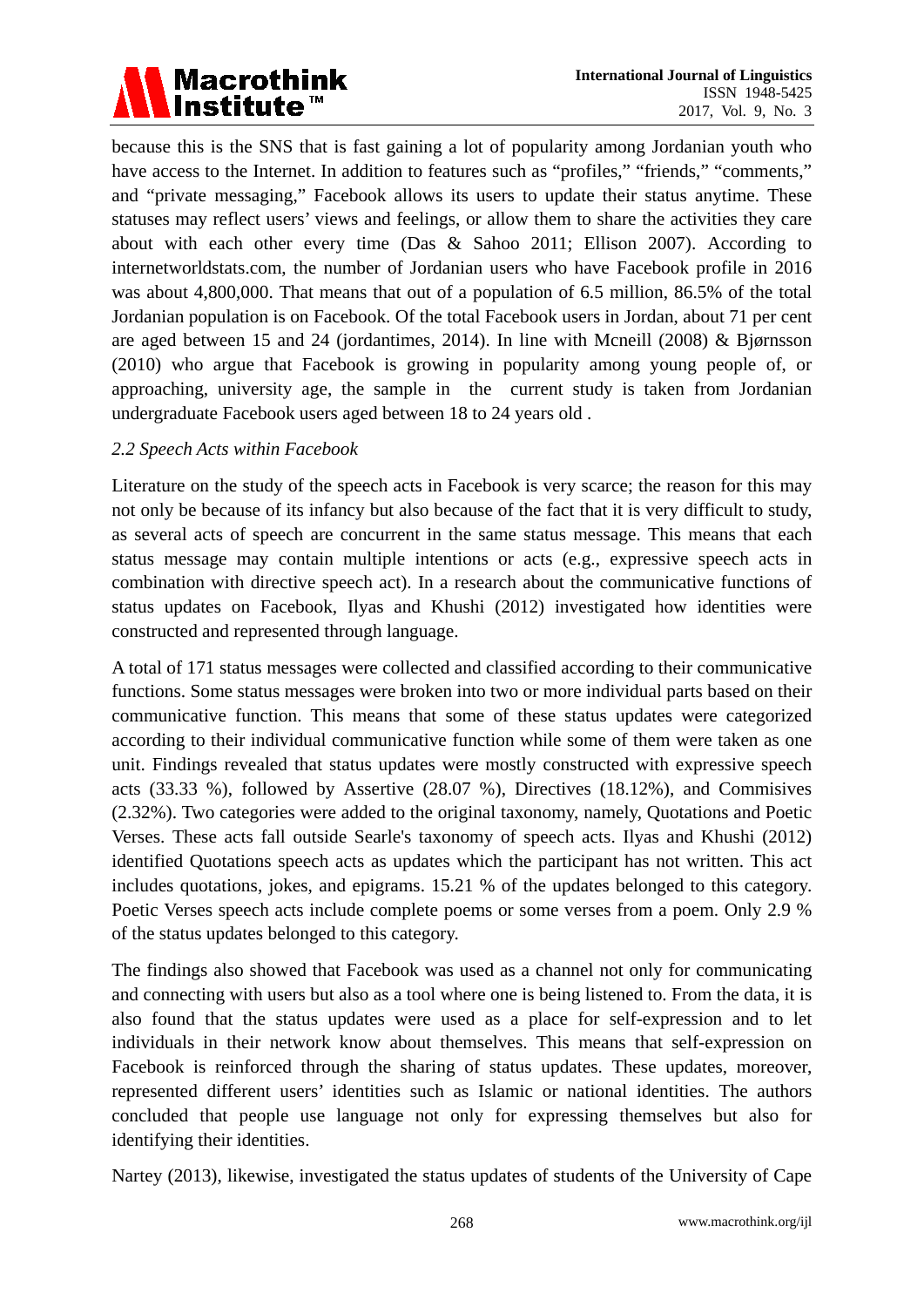because this is the SNS that is fast gaining a lot of popularity among Jordanian youth who have access to the Internet. In addition to features such as "profiles," "friends," "comments," and "private messaging," Facebook allows its users to update their status anytime. These statuses may reflect users' views and feelings, or allow them to share the activities they care about with each other every time (Das & Sahoo 2011; Ellison 2007). According to internetworldstats.com, the number of Jordanian users who have Facebook profile in 2016 was about 4,800,000. That means that out of a population of 6.5 million, 86.5% of the total Jordanian population is on Facebook. Of the total Facebook users in Jordan, about 71 per cent are aged between 15 and 24 (jordantimes, 2014). In line with Mcneill (2008) & Bjørnsson (2010) who argue that Facebook is growing in popularity among young people of, or approaching, university age, the sample in the current study is taken from Jordanian undergraduate Facebook users aged between 18 to 24 years old .

### *2.2 Speech Acts within Facebook*

Literature on the study of the speech acts in Facebook is very scarce; the reason for this may not only be because of its infancy but also because of the fact that it is very difficult to study, as several acts of speech are concurrent in the same status message. This means that each status message may contain multiple intentions or acts (e.g., expressive speech acts in combination with directive speech act). In a research about the communicative functions of status updates on Facebook, Ilyas and Khushi (2012) investigated how identities were constructed and represented through language.

A total of 171 status messages were collected and classified according to their communicative functions. Some status messages were broken into two or more individual parts based on their communicative function. This means that some of these status updates were categorized according to their individual communicative function while some of them were taken as one unit. Findings revealed that status updates were mostly constructed with expressive speech acts (33.33 %), followed by Assertive (28.07 %), Directives (18.12%), and Commisives (2.32%). Two categories were added to the original taxonomy, namely, Quotations and Poetic Verses. These acts fall outside Searle's taxonomy of speech acts. Ilyas and Khushi (2012) identified Quotations speech acts as updates which the participant has not written. This act includes quotations, jokes, and epigrams. 15.21 % of the updates belonged to this category. Poetic Verses speech acts include complete poems or some verses from a poem. Only 2.9 % of the status updates belonged to this category.

The findings also showed that Facebook was used as a channel not only for communicating and connecting with users but also as a tool where one is being listened to. From the data, it is also found that the status updates were used as a place for self-expression and to let individuals in their network know about themselves. This means that self-expression on Facebook is reinforced through the sharing of status updates. These updates, moreover, represented different users' identities such as Islamic or national identities. The authors concluded that people use language not only for expressing themselves but also for identifying their identities.

Nartey (2013), likewise, investigated the status updates of students of the University of Cape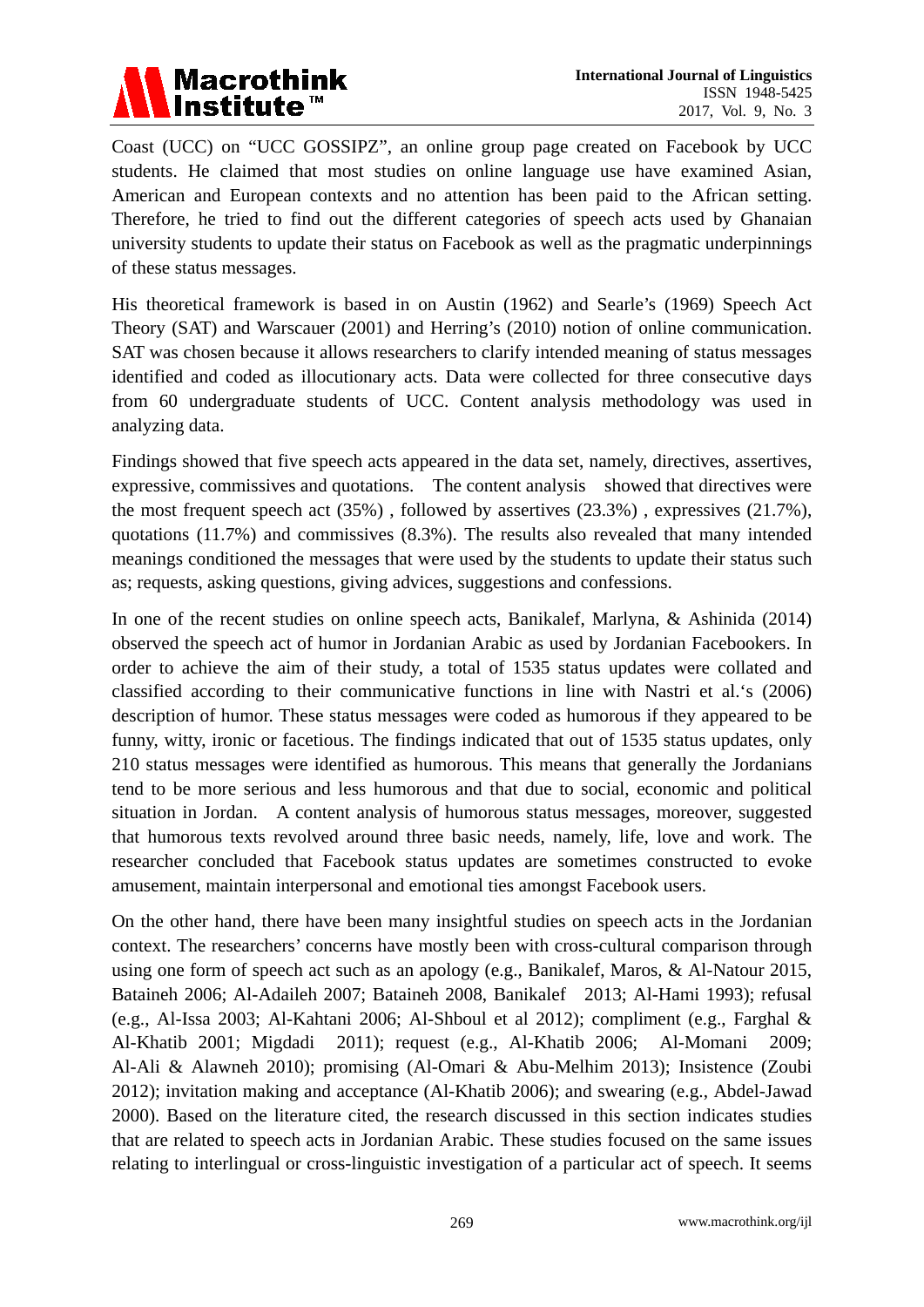Coast (UCC) on "UCC GOSSIPZ", an online group page created on Facebook by UCC students. He claimed that most studies on online language use have examined Asian, American and European contexts and no attention has been paid to the African setting. Therefore, he tried to find out the different categories of speech acts used by Ghanaian university students to update their status on Facebook as well as the pragmatic underpinnings of these status messages.

His theoretical framework is based in on Austin (1962) and Searle's (1969) Speech Act Theory (SAT) and Warscauer (2001) and Herring's (2010) notion of online communication. SAT was chosen because it allows researchers to clarify intended meaning of status messages identified and coded as illocutionary acts. Data were collected for three consecutive days from 60 undergraduate students of UCC. Content analysis methodology was used in analyzing data.

Findings showed that five speech acts appeared in the data set, namely, directives, assertives, expressive, commissives and quotations. The content analysis showed that directives were the most frequent speech act (35%) , followed by assertives (23.3%) , expressives (21.7%), quotations (11.7%) and commissives (8.3%). The results also revealed that many intended meanings conditioned the messages that were used by the students to update their status such as; requests, asking questions, giving advices, suggestions and confessions.

In one of the recent studies on online speech acts, Banikalef, Marlyna, & Ashinida (2014) observed the speech act of humor in Jordanian Arabic as used by Jordanian Facebookers. In order to achieve the aim of their study, a total of 1535 status updates were collated and classified according to their communicative functions in line with Nastri et al.'s (2006) description of humor. These status messages were coded as humorous if they appeared to be funny, witty, ironic or facetious. The findings indicated that out of 1535 status updates, only 210 status messages were identified as humorous. This means that generally the Jordanians tend to be more serious and less humorous and that due to social, economic and political situation in Jordan. A content analysis of humorous status messages, moreover, suggested that humorous texts revolved around three basic needs, namely, life, love and work. The researcher concluded that Facebook status updates are sometimes constructed to evoke amusement, maintain interpersonal and emotional ties amongst Facebook users.

On the other hand, there have been many insightful studies on speech acts in the Jordanian context. The researchers' concerns have mostly been with cross-cultural comparison through using one form of speech act such as an apology (e.g., Banikalef, Maros, & Al-Natour 2015, Bataineh 2006; Al-Adaileh 2007; Bataineh 2008, Banikalef 2013; Al-Hami 1993); refusal (e.g., Al-Issa 2003; Al-Kahtani 2006; Al-Shboul et al 2012); compliment (e.g., Farghal & Al-Khatib 2001; Migdadi 2011); request (e.g., Al-Khatib 2006; Al-Momani 2009; Al-Ali & Alawneh 2010); promising (Al-Omari & Abu-Melhim 2013); Insistence (Zoubi 2012); invitation making and acceptance (Al-Khatib 2006); and swearing (e.g., Abdel-Jawad 2000). Based on the literature cited, the research discussed in this section indicates studies that are related to speech acts in Jordanian Arabic. These studies focused on the same issues relating to interlingual or cross-linguistic investigation of a particular act of speech. It seems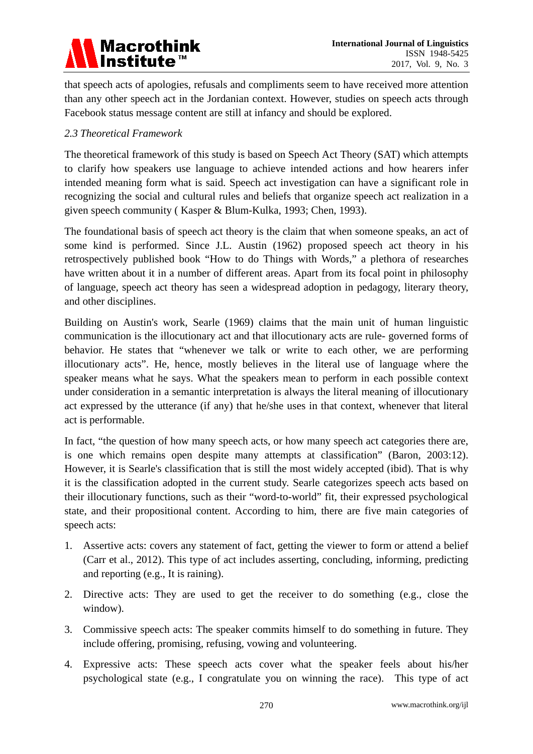that speech acts of apologies, refusals and compliments seem to have received more attention than any other speech act in the Jordanian context. However, studies on speech acts through Facebook status message content are still at infancy and should be explored.

### *2.3 Theoretical Framework*

The theoretical framework of this study is based on Speech Act Theory (SAT) which attempts to clarify how speakers use language to achieve intended actions and how hearers infer intended meaning form what is said. Speech act investigation can have a significant role in recognizing the social and cultural rules and beliefs that organize speech act realization in a given speech community ( Kasper & Blum-Kulka, 1993; Chen, 1993).

The foundational basis of speech act theory is the claim that when someone speaks, an act of some kind is performed. Since J.L. Austin (1962) proposed speech act theory in his retrospectively published book "How to do Things with Words," a plethora of researches have written about it in a number of different areas. Apart from its focal point in philosophy of language, speech act theory has seen a widespread adoption in pedagogy, literary theory, and other disciplines.

Building on Austin's work, Searle (1969) claims that the main unit of human linguistic communication is the illocutionary act and that illocutionary acts are rule- governed forms of behavior. He states that "whenever we talk or write to each other, we are performing illocutionary acts". He, hence, mostly believes in the literal use of language where the speaker means what he says. What the speakers mean to perform in each possible context under consideration in a semantic interpretation is always the literal meaning of illocutionary act expressed by the utterance (if any) that he/she uses in that context, whenever that literal act is performable.

In fact, "the question of how many speech acts, or how many speech act categories there are, is one which remains open despite many attempts at classification" (Baron, 2003:12). However, it is Searle's classification that is still the most widely accepted (ibid). That is why it is the classification adopted in the current study. Searle categorizes speech acts based on their illocutionary functions, such as their "word-to-world" fit, their expressed psychological state, and their propositional content. According to him, there are five main categories of speech acts:

1. Assertive acts: covers any statement of fact, getting the viewer to form or attend a belief (Carr et al., 2012). This type of act includes asserting, concluding, informing, predicting and reporting (e.g., It is raining).

2. Directive acts: They are used to get the receiver to do something (e.g., close the window).

3. Commissive speech acts: The speaker commits himself to do something in future. They include offering, promising, refusing, vowing and volunteering.

4. Expressive acts: These speech acts cover what the speaker feels about his/her psychological state (e.g., I congratulate you on winning the race). This type of act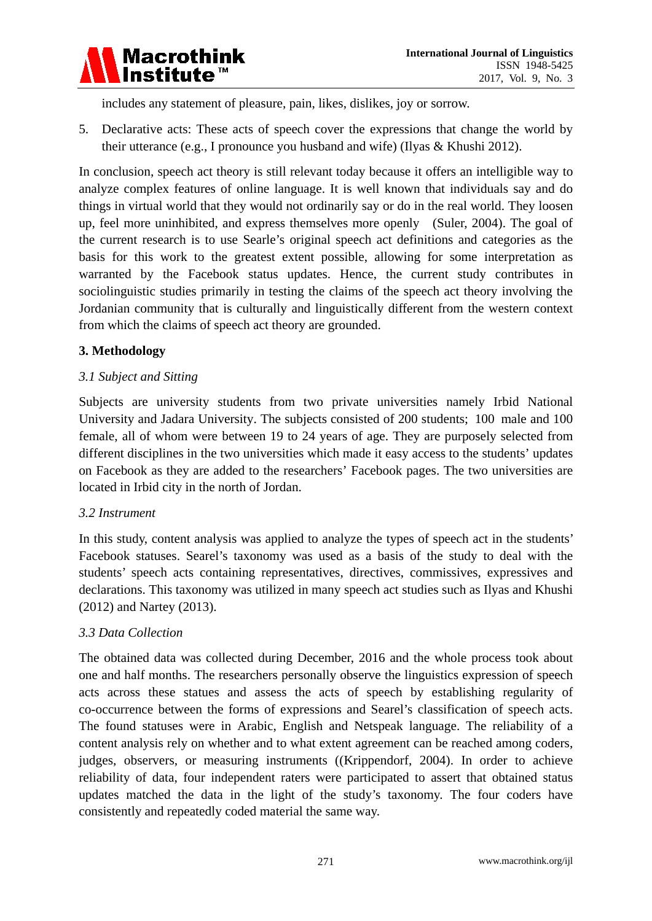includes any statement of pleasure, pain, likes, dislikes, joy or sorrow.

5. Declarative acts: These acts of speech cover the expressions that change the world by their utterance (e.g., I pronounce you husband and wife) (Ilyas & Khushi 2012).

In conclusion, speech act theory is still relevant today because it offers an intelligible way to analyze complex features of online language. It is well known that individuals say and do things in virtual world that they would not ordinarily say or do in the real world. They loosen up, feel more uninhibited, and express themselves more openly (Suler, 2004). The goal of the current research is to use Searle's original speech act definitions and categories as the basis for this work to the greatest extent possible, allowing for some interpretation as warranted by the Facebook status updates. Hence, the current study contributes in sociolinguistic studies primarily in testing the claims of the speech act theory involving the Jordanian community that is culturally and linguistically different from the western context from which the claims of speech act theory are grounded.

## 3. Methodology

### *3.1 Subject and Sitting*

Subjects are university students from two private universities namely Irbid National University and Jadara University. The subjects consisted of 200 students; 100 male and 100 female, all of whom were between 19 to 24 years of age. They are purposely selected from different disciplines in the two universities which made it easy access to the students' updates on Facebook as they are added to the researchers' Facebook pages. The two universities are located in Irbid city in the north of Jordan.

### *3.2 Instrument*

In this study, content analysis was applied to analyze the types of speech act in the students' Facebook statuses. Searel's taxonomy was used as a basis of the study to deal with the students' speech acts containing representatives, directives, commissives, expressives and declarations. This taxonomy was utilized in many speech act studies such as Ilyas and Khushi (2012) and Nartey (2013).

### *3.3 Data Collection*

The obtained data was collected during December, 2016 and the whole process took about one and half months. The researchers personally observe the linguistics expression of speech acts across these statues and assess the acts of speech by establishing regularity of co-occurrence between the forms of expressions and Searel's classification of speech acts. The found statuses were in Arabic, English and Netspeak language. The reliability of a content analysis rely on whether and to what extent agreement can be reached among coders, judges, observers, or measuring instruments ((Krippendorf, 2004). In order to achieve reliability of data, four independent raters were participated to assert that obtained status updates matched the data in the light of the study's taxonomy. The four coders have consistently and repeatedly coded material the same way.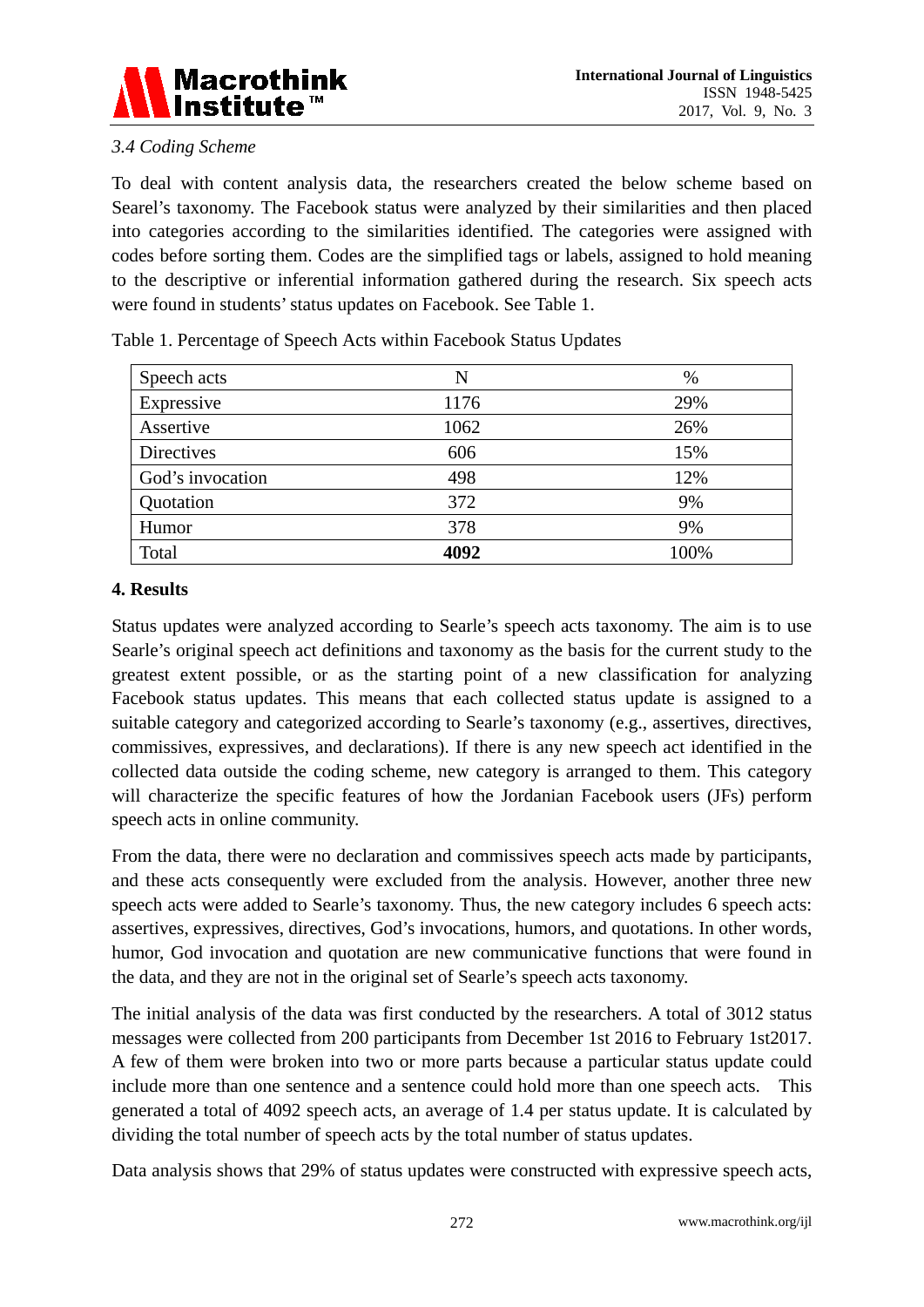### *3.4 Coding Scheme*

To deal with content analysis data, the researchers created the below scheme based on Searel's taxonomy. The Facebook status were analyzed by their similarities and then placed into categories according to the similarities identified. The categories were assigned with codes before sorting them. Codes are the simplified tags or labels, assigned to hold meaning to the descriptive or inferential information gathered during the research. Six speech acts were found in students' status updates on Facebook. See Table 1.

Table 1. Percentage of Speech Acts within Facebook Status Updates

| Speech acts | N | % |
|---|---|---|
| Expressive | 1176 | 29% |
| Assertive | 1062 | 26% |
| Directives | 606 | 15% |
| God's invocation | 498 | 12% |
| Quotation | 372 | 9% |
| Humor | 378 | 9% |
| Total | **4092** | 100% |

## 4. Results

Status updates were analyzed according to Searle's speech acts taxonomy. The aim is to use Searle's original speech act definitions and taxonomy as the basis for the current study to the greatest extent possible, or as the starting point of a new classification for analyzing Facebook status updates. This means that each collected status update is assigned to a suitable category and categorized according to Searle's taxonomy (e.g., assertives, directives, commissives, expressives, and declarations). If there is any new speech act identified in the collected data outside the coding scheme, new category is arranged to them. This category will characterize the specific features of how the Jordanian Facebook users (JFs) perform speech acts in online community.

From the data, there were no declaration and commissives speech acts made by participants, and these acts consequently were excluded from the analysis. However, another three new speech acts were added to Searle's taxonomy. Thus, the new category includes 6 speech acts: assertives, expressives, directives, God's invocations, humors, and quotations. In other words, humor, God invocation and quotation are new communicative functions that were found in the data, and they are not in the original set of Searle's speech acts taxonomy.

The initial analysis of the data was first conducted by the researchers. A total of 3012 status messages were collected from 200 participants from December 1st 2016 to February 1st2017. A few of them were broken into two or more parts because a particular status update could include more than one sentence and a sentence could hold more than one speech acts. This generated a total of 4092 speech acts, an average of 1.4 per status update. It is calculated by dividing the total number of speech acts by the total number of status updates.

Data analysis shows that 29% of status updates were constructed with expressive speech acts,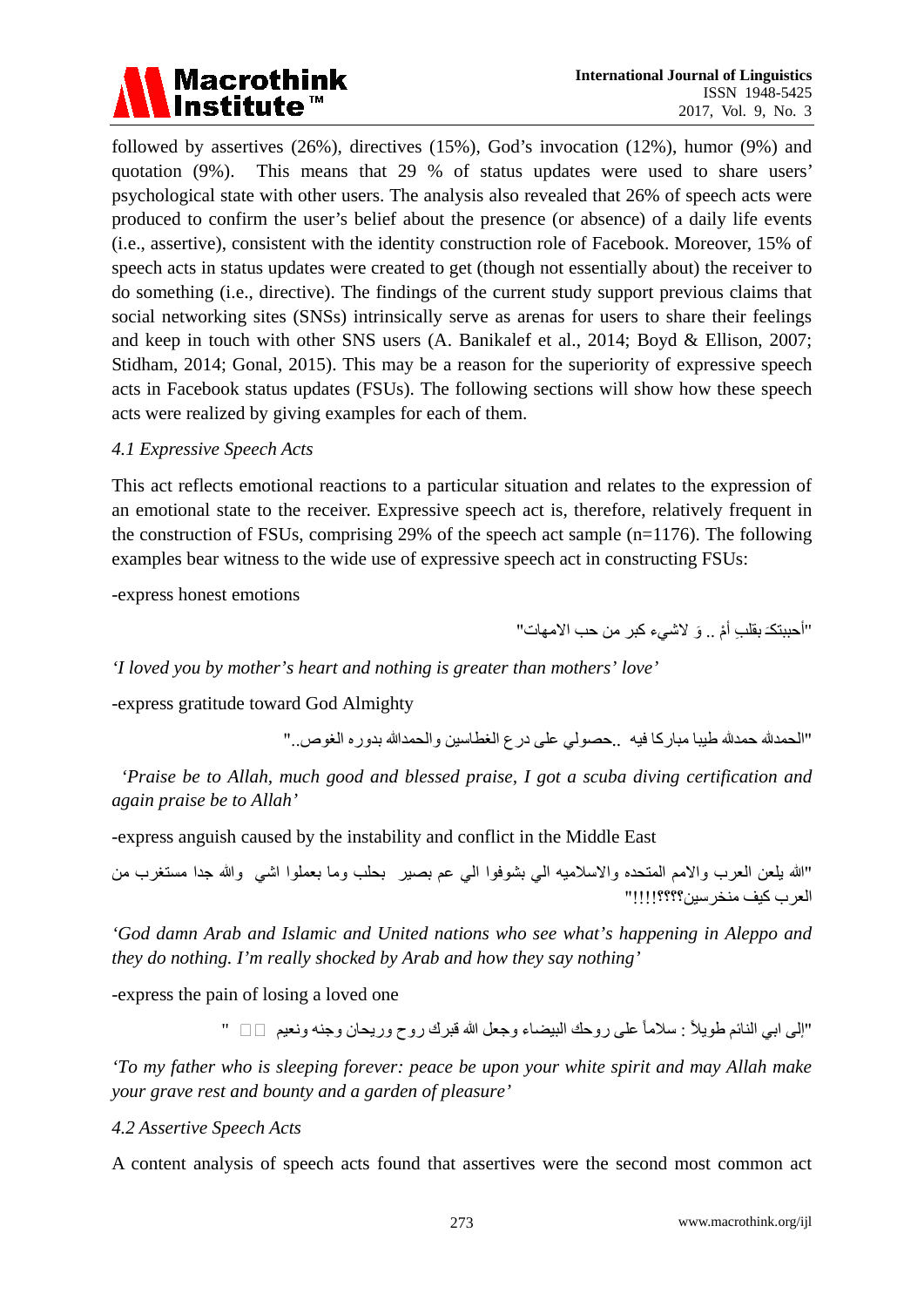followed by assertives (26%), directives (15%), God's invocation (12%), humor (9%) and quotation (9%). This means that 29 % of status updates were used to share users' psychological state with other users. The analysis also revealed that 26% of speech acts were produced to confirm the user's belief about the presence (or absence) of a daily life events (i.e., assertive), consistent with the identity construction role of Facebook. Moreover, 15% of speech acts in status updates were created to get (though not essentially about) the receiver to do something (i.e., directive). The findings of the current study support previous claims that social networking sites (SNSs) intrinsically serve as arenas for users to share their feelings and keep in touch with other SNS users (A. Banikalef et al., 2014; Boyd & Ellison, 2007; Stidham, 2014; Gonal, 2015). This may be a reason for the superiority of expressive speech acts in Facebook status updates (FSUs). The following sections will show how these speech acts were realized by giving examples for each of them.

### *4.1 Expressive Speech Acts*

This act reflects emotional reactions to a particular situation and relates to the expression of an emotional state to the receiver. Expressive speech act is, therefore, relatively frequent in the construction of FSUs, comprising 29% of the speech act sample (n=1176). The following examples bear witness to the wide use of expressive speech act in constructing FSUs:

-express honest emotions

"أحببتكَ بقلبِ أمْ .. وَ لاشيء كبر من حب الامهات"

*'I loved you by mother's heart and nothing is greater than mothers' love'*

-express gratitude toward God Almighty

"الحمدلله حمدلله طيبا مباركا فيه ..حصولي على درع الغطاسين والحمدالله بدوره الغوص.."

*'Praise be to Allah, much good and blessed praise, I got a scuba diving certification and again praise be to Allah'*

-express anguish caused by the instability and conflict in the Middle East

"الله يلعن العرب والامم المتحده والاسلاميه الي بشوفوا الي عم بصير بحلب وما بعملوا اشي والله جدا مستغرب من العرب كيف منخرسين؟؟؟!!!!"

*'God damn Arab and Islamic and United nations who see what's happening in Aleppo and they do nothing. I'm really shocked by Arab and how they say nothing'*

-express the pain of losing a loved one

"إلى ابي النائم طويلاً : سلاماً على روحك البيضاء وجعل الله قبرك روح وريحان وجنه ونعيم □□ "

*'To my father who is sleeping forever: peace be upon your white spirit and may Allah make your grave rest and bounty and a garden of pleasure'*

### *4.2 Assertive Speech Acts*

A content analysis of speech acts found that assertives were the second most common act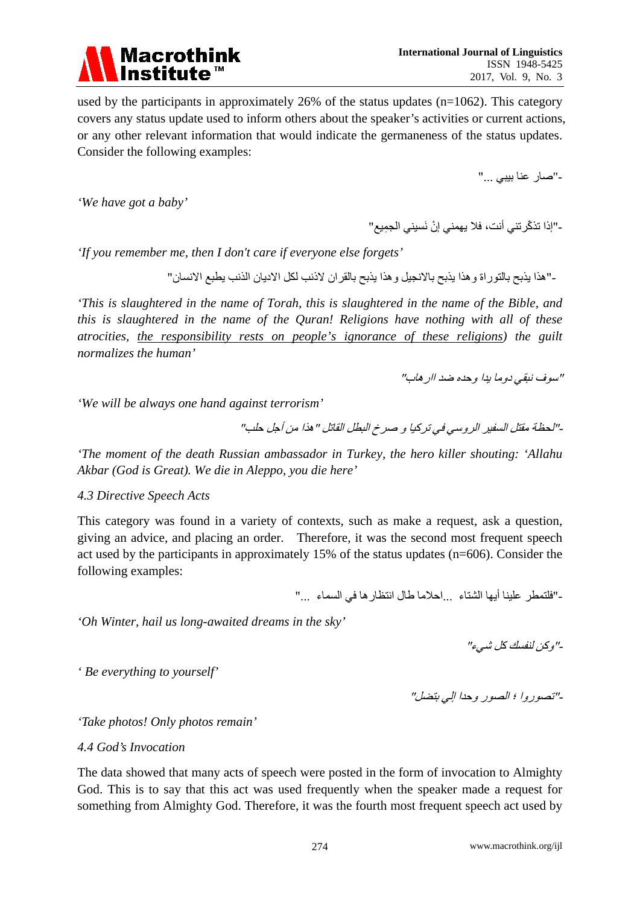used by the participants in approximately 26% of the status updates (n=1062). This category covers any status update used to inform others about the speaker's activities or current actions, or any other relevant information that would indicate the germaneness of the status updates. Consider the following examples:

-"صار عنا بيبي ..."

*'We have got a baby'*

-"إذا تذكّرتني أنت، فلا يهمني إنْ نَسيني الجمِيع"

*'If you remember me, then I don't care if everyone else forgets'*

-"هذا يذبح بالتوراة وهذا يذبح بالانجيل وهذا يذبح بالقران لاذنب لكل الاديان الذنب يطبع الانسان"

*'This is slaughtered in the name of Torah, this is slaughtered in the name of the Bible, and this is slaughtered in the name of the Quran! Religions have nothing with all of these atrocities, the responsibility rests on people's ignorance of these religions) the guilt normalizes the human'*

"سوف نبقي دوما يدا وحده ضد الارهاب"

*'We will be always one hand against terrorism'*

-"لحظة مقتل السفير الروسي في تركيا و صرخ البطل القاتل " هذا من أجل حلب"

*'The moment of the death Russian ambassador in Turkey, the hero killer shouting: 'Allahu Akbar (God is Great). We die in Aleppo, you die here'*

*4.3 Directive Speech Acts*

This category was found in a variety of contexts, such as make a request, ask a question, giving an advice, and placing an order. Therefore, it was the second most frequent speech act used by the participants in approximately 15% of the status updates (n=606). Consider the following examples:

-"فلتمطر علينا أيها الشتاء ...احلاما طال انتظارها في السماء ..."

*'Oh Winter, hail us long-awaited dreams in the sky'*

-"وكن لنفسك كل شيء"

*' Be everything to yourself'*

-"تصوروا ؛ الصور وحدا إلي بتضل"

*'Take photos! Only photos remain'*

*4.4 God's Invocation*

The data showed that many acts of speech were posted in the form of invocation to Almighty God. This is to say that this act was used frequently when the speaker made a request for something from Almighty God. Therefore, it was the fourth most frequent speech act used by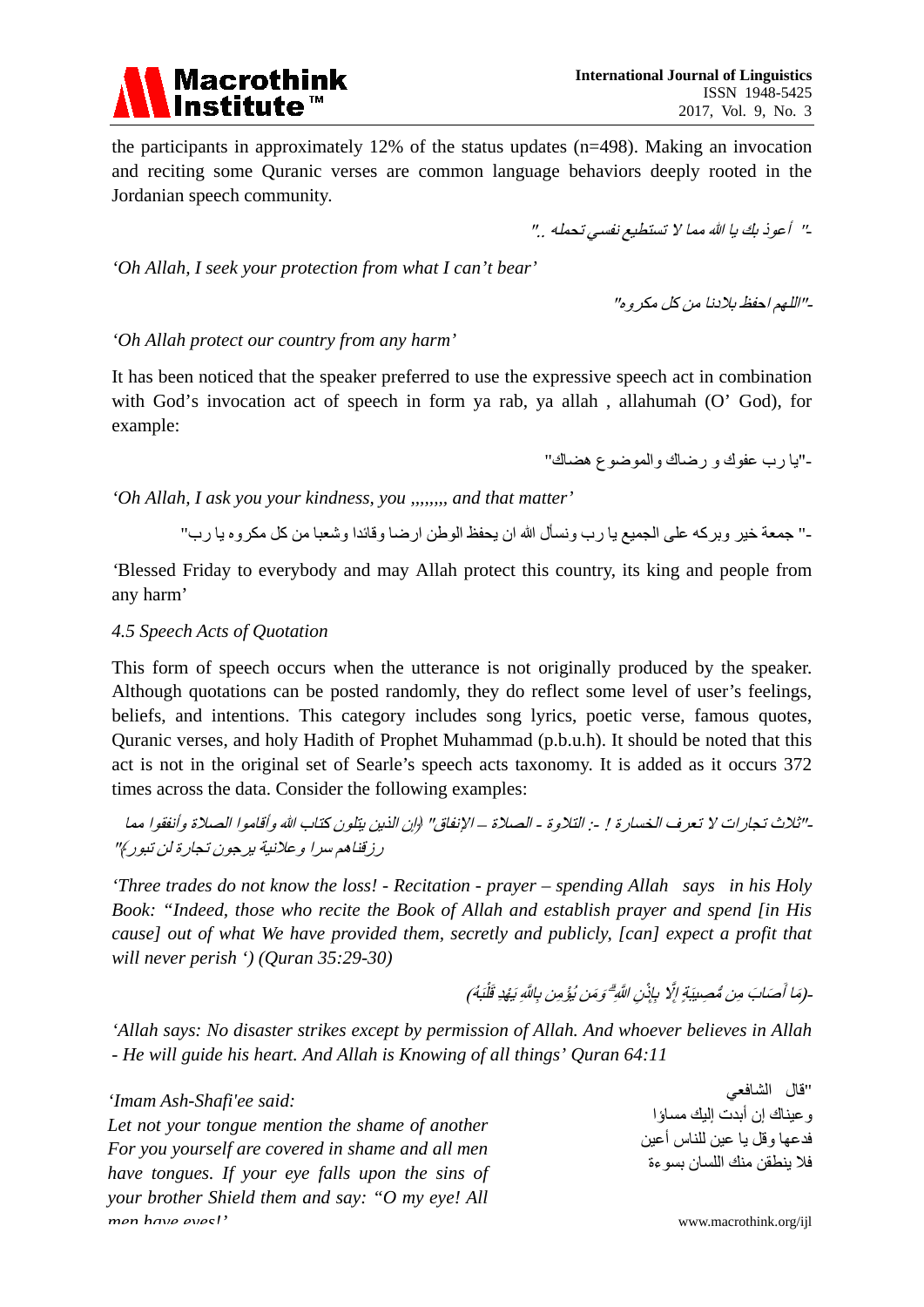the participants in approximately 12% of the status updates (n=498). Making an invocation and reciting some Quranic verses are common language behaviors deeply rooted in the Jordanian speech community.

-" أعوذ بك يا الله مما لا تستطيع نفسي تحمله .."

*'Oh Allah, I seek your protection from what I can't bear'*

-"اللهم احفظ بلادنا من كل مكروه"

*'Oh Allah protect our country from any harm'*

It has been noticed that the speaker preferred to use the expressive speech act in combination with God's invocation act of speech in form ya rab, ya allah , allahumah (O' God), for example:

-"يا رب عفوك و رضاك والموضوع هضاك"

*'Oh Allah, I ask you your kindness, you ,,,,,,,, and that matter'*

-" جمعة خير وبركه على الجميع يا رب ونسأل الله ان يحفظ الوطن ارضا وقائدا وشعبا من كل مكروه يا رب"

'Blessed Friday to everybody and may Allah protect this country, its king and people from any harm'

*4.5 Speech Acts of Quotation*

This form of speech occurs when the utterance is not originally produced by the speaker. Although quotations can be posted randomly, they do reflect some level of user's feelings, beliefs, and intentions. This category includes song lyrics, poetic verse, famous quotes, Quranic verses, and holy Hadith of Prophet Muhammad (p.b.u.h). It should be noted that this act is not in the original set of Searle's speech acts taxonomy. It is added as it occurs 372 times across the data. Consider the following examples:

-"ثلاث تجارات لا تعرف الخسارة ! -: التلاوة - الصلاة – الإنفاق" (إن الذين يتلون كتاب الله وأقاموا الصلاة وأنفقوا مما رزقناهم سرا وعلانية يرجون تجارة لن تبور)"

*'Three trades do not know the loss! - Recitation - prayer – spending Allah says in his Holy Book: "Indeed, those who recite the Book of Allah and establish prayer and spend [in His cause] out of what We have provided them, secretly and publicly, [can] expect a profit that will never perish ') (Quran 35:29-30)*

-(مَا أَصَابَ مِن مُّصِيبَةٍ إِلَّا بِإِذْنِ اللَّهِ ۗ وَمَن يُؤْمِن بِاللَّهِ يَهْدِ قَلْبَهُ)

*'Allah says: No disaster strikes except by permission of Allah. And whoever believes in Allah - He will guide his heart. And Allah is Knowing of all things' Quran 64:11*

"قال الشافعي
وعيناك إن أبدت إليك مساؤا
فدعها وقل يا عين للناس أعين
فلا ينطقن منك اللسان بسوءة

*'Imam Ash-Shafi'ee said:*
*Let not your tongue mention the shame of another*
*For you yourself are covered in shame and all men have tongues. If your eye falls upon the sins of your brother Shield them and say: "O my eye! All men have eyes!'*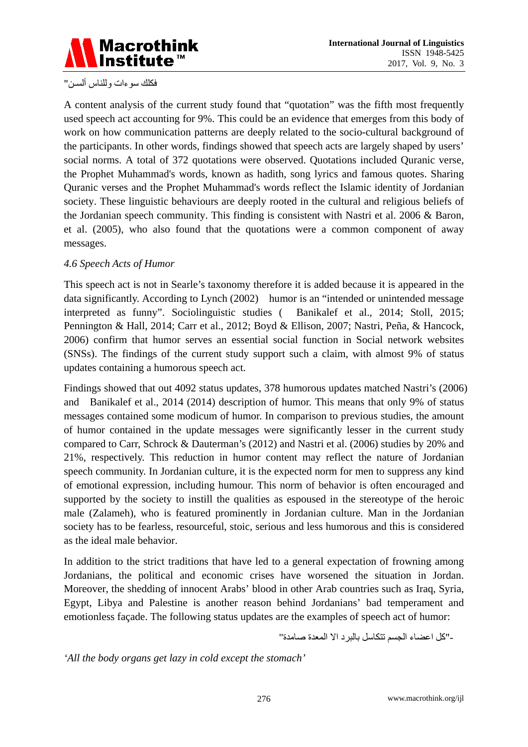فكلك سوءات وللناس ألسـن"

A content analysis of the current study found that "quotation" was the fifth most frequently used speech act accounting for 9%. This could be an evidence that emerges from this body of work on how communication patterns are deeply related to the socio-cultural background of the participants. In other words, findings showed that speech acts are largely shaped by users' social norms. A total of 372 quotations were observed. Quotations included Quranic verse, the Prophet Muhammad's words, known as hadith, song lyrics and famous quotes. Sharing Quranic verses and the Prophet Muhammad's words reflect the Islamic identity of Jordanian society. These linguistic behaviours are deeply rooted in the cultural and religious beliefs of the Jordanian speech community. This finding is consistent with Nastri et al. 2006 & Baron, et al. (2005), who also found that the quotations were a common component of away messages.

### *4.6 Speech Acts of Humor*

This speech act is not in Searle's taxonomy therefore it is added because it is appeared in the data significantly. According to Lynch (2002) humor is an "intended or unintended message interpreted as funny". Sociolinguistic studies ( Banikalef et al., 2014; Stoll, 2015; Pennington & Hall, 2014; Carr et al., 2012; Boyd & Ellison, 2007; Nastri, Peña, & Hancock, 2006) confirm that humor serves an essential social function in Social network websites (SNSs). The findings of the current study support such a claim, with almost 9% of status updates containing a humorous speech act.

Findings showed that out 4092 status updates, 378 humorous updates matched Nastri's (2006) and Banikalef et al., 2014 (2014) description of humor. This means that only 9% of status messages contained some modicum of humor. In comparison to previous studies, the amount of humor contained in the update messages were significantly lesser in the current study compared to Carr, Schrock & Dauterman's (2012) and Nastri et al. (2006) studies by 20% and 21%, respectively. This reduction in humor content may reflect the nature of Jordanian speech community. In Jordanian culture, it is the expected norm for men to suppress any kind of emotional expression, including humour. This norm of behavior is often encouraged and supported by the society to instill the qualities as espoused in the stereotype of the heroic male (Zalameh), who is featured prominently in Jordanian culture. Man in the Jordanian society has to be fearless, resourceful, stoic, serious and less humorous and this is considered as the ideal male behavior.

In addition to the strict traditions that have led to a general expectation of frowning among Jordanians, the political and economic crises have worsened the situation in Jordan. Moreover, the shedding of innocent Arabs' blood in other Arab countries such as Iraq, Syria, Egypt, Libya and Palestine is another reason behind Jordanians' bad temperament and emotionless façade. The following status updates are the examples of speech act of humor:

-"كل اعضاء الجسم تتكاسل بالبرد الا المعدة صامدة"

*'All the body organs get lazy in cold except the stomach'*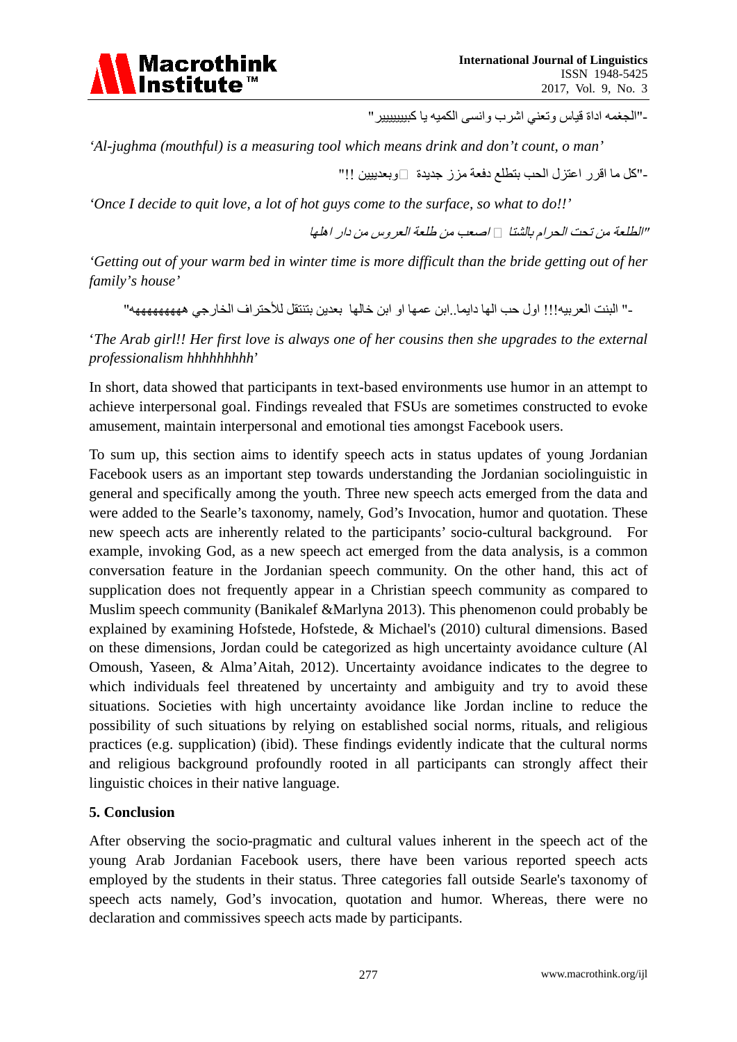-"الجغمه اداة قياس وتعني اشرب وانسى الكميه يا كبيييييير"

*'Al-jughma (mouthful) is a measuring tool which means drink and don't count, o man'*

-"كل ما اقرر اعتزل الحب بتطلع دفعة مزز جديدة وبعدييين !!"

*'Once I decide to quit love, a lot of hot guys come to the surface, so what to do!!'*

*"الطلعة من تحت الحرام بالشتا اصعب من طلعة العروس من دار اهلها*

*'Getting out of your warm bed in winter time is more difficult than the bride getting out of her family's house'*

-" البنت العربيه!!! اول حب الها دايما..ابن عمها او ابن خالها بعدين بتنتقل للأحتراف الخارجي هههههههههه"

*'The Arab girl!! Her first love is always one of her cousins then she upgrades to the external professionalism hhhhhhhhh'*

In short, data showed that participants in text-based environments use humor in an attempt to achieve interpersonal goal. Findings revealed that FSUs are sometimes constructed to evoke amusement, maintain interpersonal and emotional ties amongst Facebook users.

To sum up, this section aims to identify speech acts in status updates of young Jordanian Facebook users as an important step towards understanding the Jordanian sociolinguistic in general and specifically among the youth. Three new speech acts emerged from the data and were added to the Searle's taxonomy, namely, God's Invocation, humor and quotation. These new speech acts are inherently related to the participants' socio-cultural background. For example, invoking God, as a new speech act emerged from the data analysis, is a common conversation feature in the Jordanian speech community. On the other hand, this act of supplication does not frequently appear in a Christian speech community as compared to Muslim speech community (Banikalef &Marlyna 2013). This phenomenon could probably be explained by examining Hofstede, Hofstede, & Michael's (2010) cultural dimensions. Based on these dimensions, Jordan could be categorized as high uncertainty avoidance culture (Al Omoush, Yaseen, & Alma'Aitah, 2012). Uncertainty avoidance indicates to the degree to which individuals feel threatened by uncertainty and ambiguity and try to avoid these situations. Societies with high uncertainty avoidance like Jordan incline to reduce the possibility of such situations by relying on established social norms, rituals, and religious practices (e.g. supplication) (ibid). These findings evidently indicate that the cultural norms and religious background profoundly rooted in all participants can strongly affect their linguistic choices in their native language.

## 5. Conclusion

After observing the socio-pragmatic and cultural values inherent in the speech act of the young Arab Jordanian Facebook users, there have been various reported speech acts employed by the students in their status. Three categories fall outside Searle's taxonomy of speech acts namely, God's invocation, quotation and humor. Whereas, there were no declaration and commissives speech acts made by participants.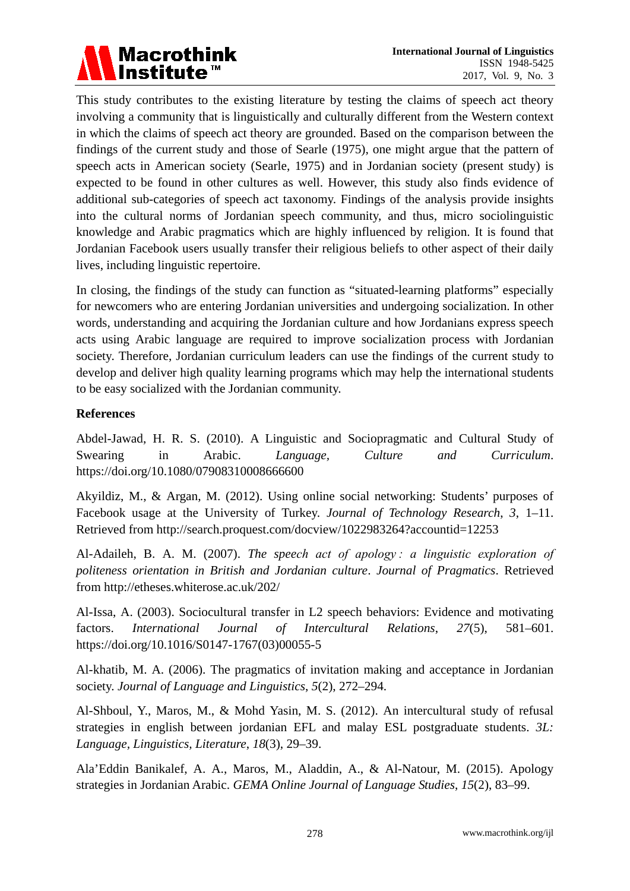This study contributes to the existing literature by testing the claims of speech act theory involving a community that is linguistically and culturally different from the Western context in which the claims of speech act theory are grounded. Based on the comparison between the findings of the current study and those of Searle (1975), one might argue that the pattern of speech acts in American society (Searle, 1975) and in Jordanian society (present study) is expected to be found in other cultures as well. However, this study also finds evidence of additional sub-categories of speech act taxonomy. Findings of the analysis provide insights into the cultural norms of Jordanian speech community, and thus, micro sociolinguistic knowledge and Arabic pragmatics which are highly influenced by religion. It is found that Jordanian Facebook users usually transfer their religious beliefs to other aspect of their daily lives, including linguistic repertoire.

In closing, the findings of the study can function as "situated-learning platforms" especially for newcomers who are entering Jordanian universities and undergoing socialization. In other words, understanding and acquiring the Jordanian culture and how Jordanians express speech acts using Arabic language are required to improve socialization process with Jordanian society. Therefore, Jordanian curriculum leaders can use the findings of the current study to develop and deliver high quality learning programs which may help the international students to be easy socialized with the Jordanian community.

## References

Abdel-Jawad, H. R. S. (2010). A Linguistic and Sociopragmatic and Cultural Study of Swearing in Arabic. *Language, Culture and Curriculum*. https://doi.org/10.1080/07908310008666600

Akyildiz, M., & Argan, M. (2012). Using online social networking: Students' purposes of Facebook usage at the University of Turkey. *Journal of Technology Research*, *3*, 1–11. Retrieved from http://search.proquest.com/docview/1022983264?accountid=12253

Al-Adaileh, B. A. M. (2007). *The speech act of apology : a linguistic exploration of politeness orientation in British and Jordanian culture*. *Journal of Pragmatics*. Retrieved from http://etheses.whiterose.ac.uk/202/

Al-Issa, A. (2003). Sociocultural transfer in L2 speech behaviors: Evidence and motivating factors. *International Journal of Intercultural Relations*, *27*(5), 581–601. https://doi.org/10.1016/S0147-1767(03)00055-5

Al-khatib, M. A. (2006). The pragmatics of invitation making and acceptance in Jordanian society. *Journal of Language and Linguistics*, *5*(2), 272–294.

Al-Shboul, Y., Maros, M., & Mohd Yasin, M. S. (2012). An intercultural study of refusal strategies in english between jordanian EFL and malay ESL postgraduate students. *3L: Language, Linguistics, Literature*, *18*(3), 29–39.

Ala'Eddin Banikalef, A. A., Maros, M., Aladdin, A., & Al-Natour, M. (2015). Apology strategies in Jordanian Arabic. *GEMA Online Journal of Language Studies*, *15*(2), 83–99.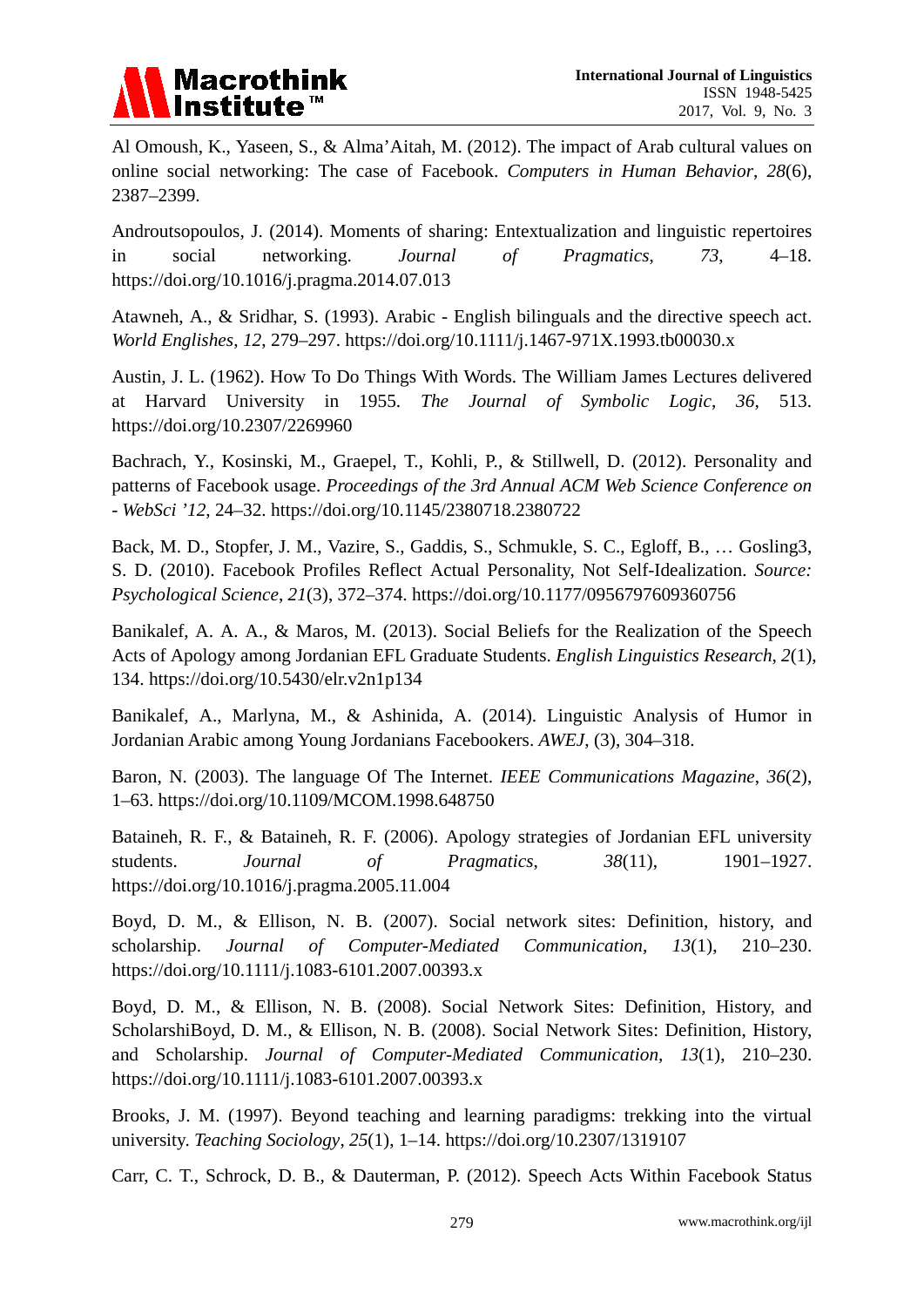Al Omoush, K., Yaseen, S., & Alma'Aitah, M. (2012). The impact of Arab cultural values on online social networking: The case of Facebook. *Computers in Human Behavior*, *28*(6), 2387–2399.

Androutsopoulos, J. (2014). Moments of sharing: Entextualization and linguistic repertoires in social networking. *Journal of Pragmatics*, *73*, 4–18. https://doi.org/10.1016/j.pragma.2014.07.013

Atawneh, A., & Sridhar, S. (1993). Arabic - English bilinguals and the directive speech act. *World Englishes*, *12*, 279–297. https://doi.org/10.1111/j.1467-971X.1993.tb00030.x

Austin, J. L. (1962). How To Do Things With Words. The William James Lectures delivered at Harvard University in 1955. *The Journal of Symbolic Logic*, *36*, 513. https://doi.org/10.2307/2269960

Bachrach, Y., Kosinski, M., Graepel, T., Kohli, P., & Stillwell, D. (2012). Personality and patterns of Facebook usage. *Proceedings of the 3rd Annual ACM Web Science Conference on - WebSci '12*, 24–32. https://doi.org/10.1145/2380718.2380722

Back, M. D., Stopfer, J. M., Vazire, S., Gaddis, S., Schmukle, S. C., Egloff, B., … Gosling3, S. D. (2010). Facebook Profiles Reflect Actual Personality, Not Self-Idealization. *Source: Psychological Science*, *21*(3), 372–374. https://doi.org/10.1177/0956797609360756

Banikalef, A. A. A., & Maros, M. (2013). Social Beliefs for the Realization of the Speech Acts of Apology among Jordanian EFL Graduate Students. *English Linguistics Research*, *2*(1), 134. https://doi.org/10.5430/elr.v2n1p134

Banikalef, A., Marlyna, M., & Ashinida, A. (2014). Linguistic Analysis of Humor in Jordanian Arabic among Young Jordanians Facebookers. *AWEJ*, (3), 304–318.

Baron, N. (2003). The language Of The Internet. *IEEE Communications Magazine*, *36*(2), 1–63. https://doi.org/10.1109/MCOM.1998.648750

Bataineh, R. F., & Bataineh, R. F. (2006). Apology strategies of Jordanian EFL university students. *Journal of Pragmatics*, *38*(11), 1901–1927. https://doi.org/10.1016/j.pragma.2005.11.004

Boyd, D. M., & Ellison, N. B. (2007). Social network sites: Definition, history, and scholarship. *Journal of Computer-Mediated Communication*, *13*(1), 210–230. https://doi.org/10.1111/j.1083-6101.2007.00393.x

Boyd, D. M., & Ellison, N. B. (2008). Social Network Sites: Definition, History, and ScholarshiBoyd, D. M., & Ellison, N. B. (2008). Social Network Sites: Definition, History, and Scholarship. *Journal of Computer-Mediated Communication*, *13*(1), 210–230. https://doi.org/10.1111/j.1083-6101.2007.00393.x

Brooks, J. M. (1997). Beyond teaching and learning paradigms: trekking into the virtual university. *Teaching Sociology*, *25*(1), 1–14. https://doi.org/10.2307/1319107

Carr, C. T., Schrock, D. B., & Dauterman, P. (2012). Speech Acts Within Facebook Status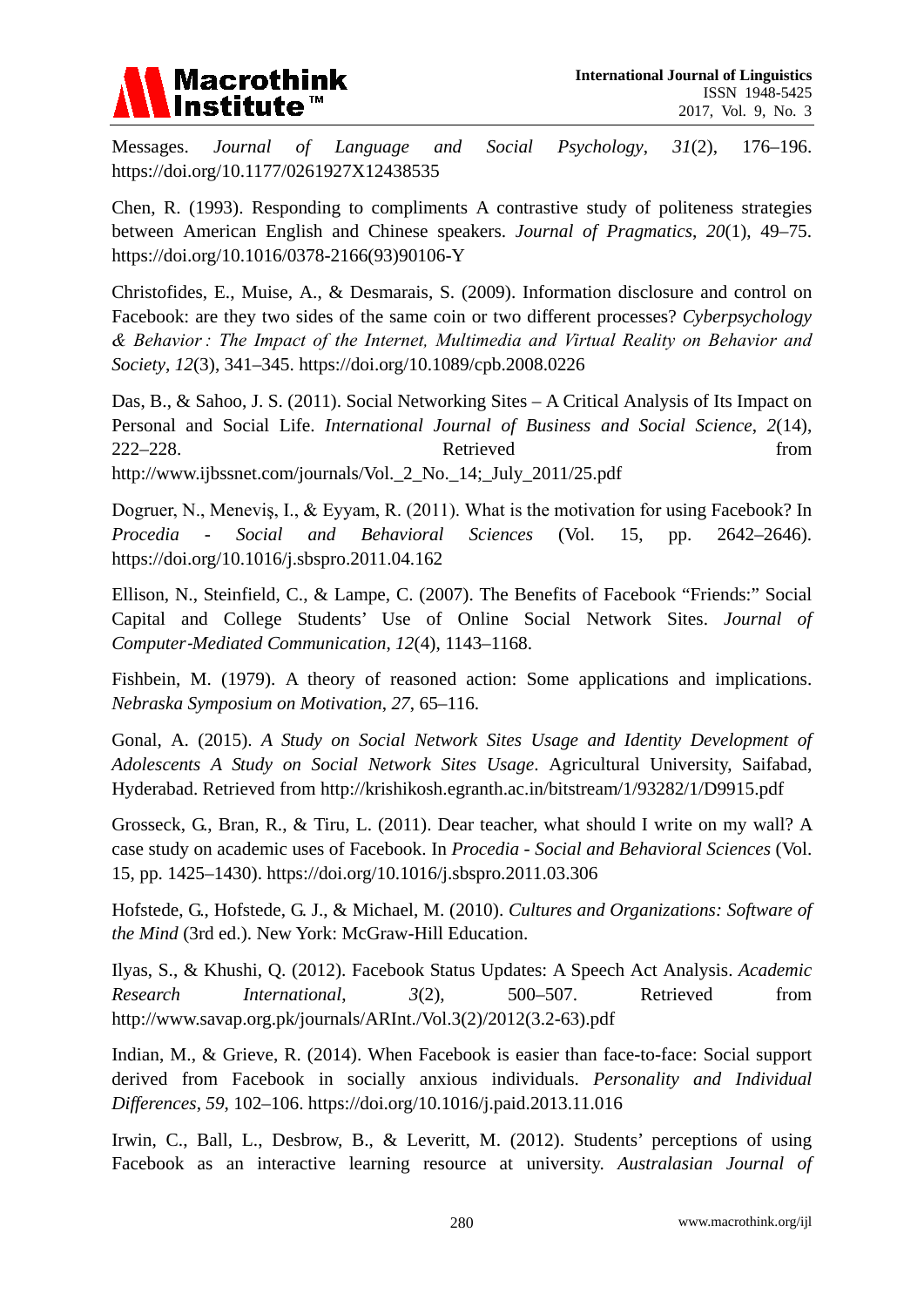Messages. *Journal of Language and Social Psychology*, *31*(2), 176–196. https://doi.org/10.1177/0261927X12438535

Chen, R. (1993). Responding to compliments A contrastive study of politeness strategies between American English and Chinese speakers. *Journal of Pragmatics*, *20*(1), 49–75. https://doi.org/10.1016/0378-2166(93)90106-Y

Christofides, E., Muise, A., & Desmarais, S. (2009). Information disclosure and control on Facebook: are they two sides of the same coin or two different processes? *Cyberpsychology & Behavior : The Impact of the Internet, Multimedia and Virtual Reality on Behavior and Society*, *12*(3), 341–345. https://doi.org/10.1089/cpb.2008.0226

Das, B., & Sahoo, J. S. (2011). Social Networking Sites – A Critical Analysis of Its Impact on Personal and Social Life. *International Journal of Business and Social Science*, *2*(14), 222–228. Retrieved from http://www.ijbssnet.com/journals/Vol._2_No._14;_July_2011/25.pdf

Dogruer, N., Meneviş, I., & Eyyam, R. (2011). What is the motivation for using Facebook? In *Procedia - Social and Behavioral Sciences* (Vol. 15, pp. 2642–2646). https://doi.org/10.1016/j.sbspro.2011.04.162

Ellison, N., Steinfield, C., & Lampe, C. (2007). The Benefits of Facebook "Friends:" Social Capital and College Students' Use of Online Social Network Sites. *Journal of Computer-Mediated Communication*, *12*(4), 1143–1168.

Fishbein, M. (1979). A theory of reasoned action: Some applications and implications. *Nebraska Symposium on Motivation*, *27*, 65–116.

Gonal, A. (2015). *A Study on Social Network Sites Usage and Identity Development of Adolescents A Study on Social Network Sites Usage*. Agricultural University, Saifabad, Hyderabad. Retrieved from http://krishikosh.egranth.ac.in/bitstream/1/93282/1/D9915.pdf

Grosseck, G., Bran, R., & Tiru, L. (2011). Dear teacher, what should I write on my wall? A case study on academic uses of Facebook. In *Procedia - Social and Behavioral Sciences* (Vol. 15, pp. 1425–1430). https://doi.org/10.1016/j.sbspro.2011.03.306

Hofstede, G., Hofstede, G. J., & Michael, M. (2010). *Cultures and Organizations: Software of the Mind* (3rd ed.). New York: McGraw-Hill Education.

Ilyas, S., & Khushi, Q. (2012). Facebook Status Updates: A Speech Act Analysis. *Academic Research International*, *3*(2), 500–507. Retrieved from http://www.savap.org.pk/journals/ARInt./Vol.3(2)/2012(3.2-63).pdf

Indian, M., & Grieve, R. (2014). When Facebook is easier than face-to-face: Social support derived from Facebook in socially anxious individuals. *Personality and Individual Differences*, *59*, 102–106. https://doi.org/10.1016/j.paid.2013.11.016

Irwin, C., Ball, L., Desbrow, B., & Leveritt, M. (2012). Students' perceptions of using Facebook as an interactive learning resource at university. *Australasian Journal of*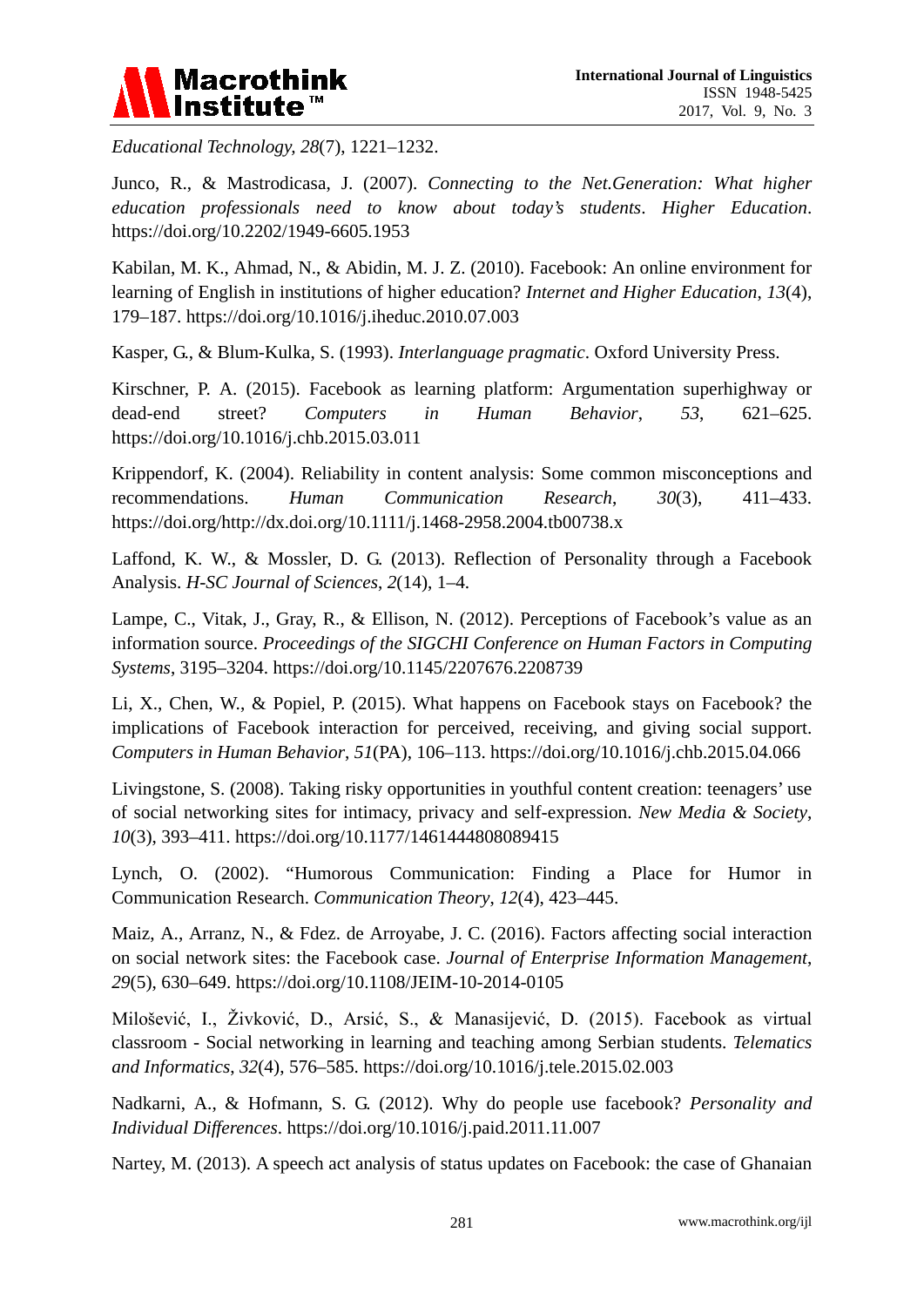*Educational Technology*, *28*(7), 1221–1232.

Junco, R., & Mastrodicasa, J. (2007). *Connecting to the Net.Generation: What higher education professionals need to know about today's students*. *Higher Education*. https://doi.org/10.2202/1949-6605.1953

Kabilan, M. K., Ahmad, N., & Abidin, M. J. Z. (2010). Facebook: An online environment for learning of English in institutions of higher education? *Internet and Higher Education*, *13*(4), 179–187. https://doi.org/10.1016/j.iheduc.2010.07.003

Kasper, G., & Blum-Kulka, S. (1993). *Interlanguage pragmatic*. Oxford University Press.

Kirschner, P. A. (2015). Facebook as learning platform: Argumentation superhighway or dead-end street? *Computers in Human Behavior*, *53*, 621–625. https://doi.org/10.1016/j.chb.2015.03.011

Krippendorf, K. (2004). Reliability in content analysis: Some common misconceptions and recommendations. *Human Communication Research*, *30*(3), 411–433. https://doi.org/http://dx.doi.org/10.1111/j.1468-2958.2004.tb00738.x

Laffond, K. W., & Mossler, D. G. (2013). Reflection of Personality through a Facebook Analysis. *H-SC Journal of Sciences*, *2*(14), 1–4.

Lampe, C., Vitak, J., Gray, R., & Ellison, N. (2012). Perceptions of Facebook's value as an information source. *Proceedings of the SIGCHI Conference on Human Factors in Computing Systems*, 3195–3204. https://doi.org/10.1145/2207676.2208739

Li, X., Chen, W., & Popiel, P. (2015). What happens on Facebook stays on Facebook? the implications of Facebook interaction for perceived, receiving, and giving social support. *Computers in Human Behavior*, *51*(PA), 106–113. https://doi.org/10.1016/j.chb.2015.04.066

Livingstone, S. (2008). Taking risky opportunities in youthful content creation: teenagers' use of social networking sites for intimacy, privacy and self-expression. *New Media & Society*, *10*(3), 393–411. https://doi.org/10.1177/1461444808089415

Lynch, O. (2002). "Humorous Communication: Finding a Place for Humor in Communication Research. *Communication Theory*, *12*(4), 423–445.

Maiz, A., Arranz, N., & Fdez. de Arroyabe, J. C. (2016). Factors affecting social interaction on social network sites: the Facebook case. *Journal of Enterprise Information Management*, *29*(5), 630–649. https://doi.org/10.1108/JEIM-10-2014-0105

Milošević, I., Živković, D., Arsić, S., & Manasijević, D. (2015). Facebook as virtual classroom - Social networking in learning and teaching among Serbian students. *Telematics and Informatics*, *32*(4), 576–585. https://doi.org/10.1016/j.tele.2015.02.003

Nadkarni, A., & Hofmann, S. G. (2012). Why do people use facebook? *Personality and Individual Differences*. https://doi.org/10.1016/j.paid.2011.11.007

Nartey, M. (2013). A speech act analysis of status updates on Facebook: the case of Ghanaian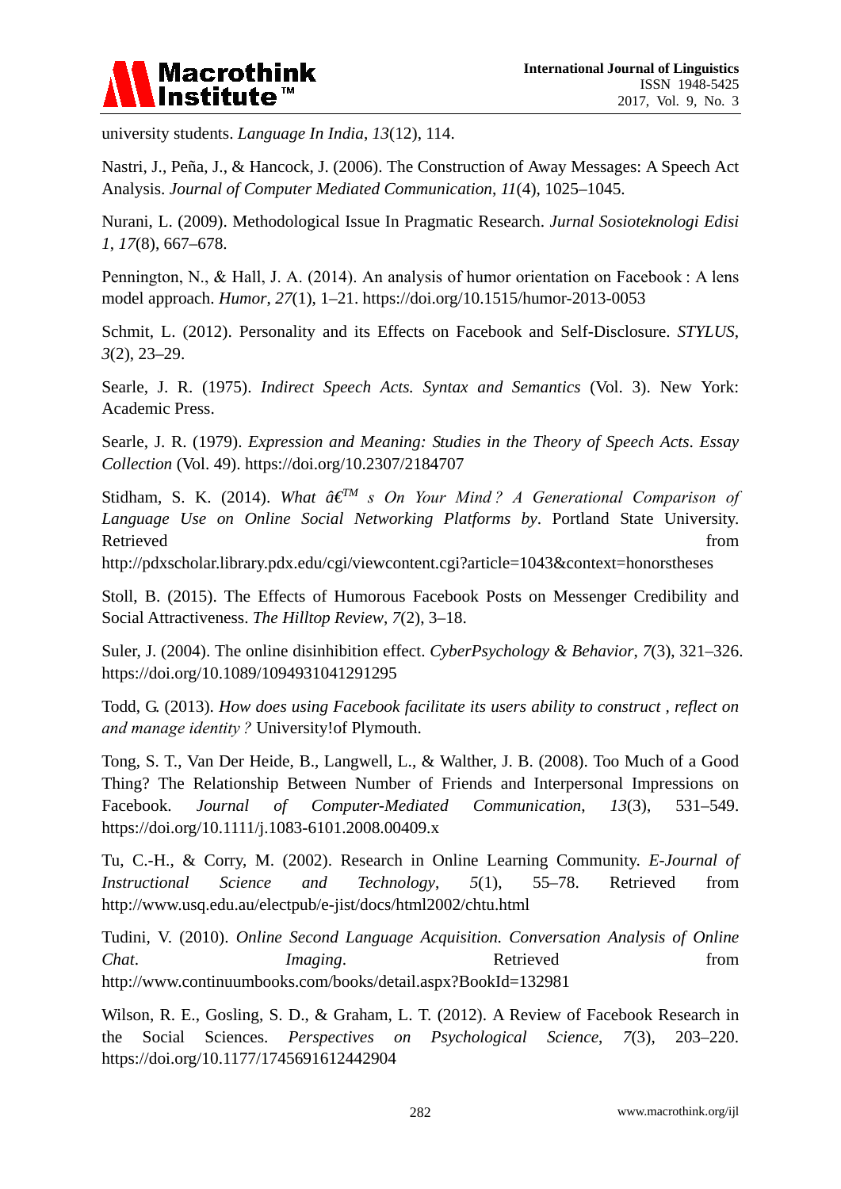university students. *Language In India*, *13*(12), 114.

Nastri, J., Peña, J., & Hancock, J. (2006). The Construction of Away Messages: A Speech Act Analysis. *Journal of Computer Mediated Communication*, *11*(4), 1025–1045.

Nurani, L. (2009). Methodological Issue In Pragmatic Research. *Jurnal Sosioteknologi Edisi 1*, *17*(8), 667–678.

Pennington, N., & Hall, J. A. (2014). An analysis of humor orientation on Facebook : A lens model approach. *Humor*, *27*(1), 1–21. https://doi.org/10.1515/humor-2013-0053

Schmit, L. (2012). Personality and its Effects on Facebook and Self-Disclosure. *STYLUS*, *3*(2), 23–29.

Searle, J. R. (1975). *Indirect Speech Acts. Syntax and Semantics* (Vol. 3). New York: Academic Press.

Searle, J. R. (1979). *Expression and Meaning: Studies in the Theory of Speech Acts*. *Essay Collection* (Vol. 49). https://doi.org/10.2307/2184707

Stidham, S. K. (2014). *What â€™ s On Your Mind ? A Generational Comparison of Language Use on Online Social Networking Platforms by*. Portland State University. Retrieved from http://pdxscholar.library.pdx.edu/cgi/viewcontent.cgi?article=1043&context=honorstheses

Stoll, B. (2015). The Effects of Humorous Facebook Posts on Messenger Credibility and Social Attractiveness. *The Hilltop Review*, *7*(2), 3–18.

Suler, J. (2004). The online disinhibition effect. *CyberPsychology & Behavior*, *7*(3), 321–326. https://doi.org/10.1089/1094931041291295

Todd, G. (2013). *How does using Facebook facilitate its users ability to construct , reflect on and manage identity ?* University!of Plymouth.

Tong, S. T., Van Der Heide, B., Langwell, L., & Walther, J. B. (2008). Too Much of a Good Thing? The Relationship Between Number of Friends and Interpersonal Impressions on Facebook. *Journal of Computer-Mediated Communication*, *13*(3), 531–549. https://doi.org/10.1111/j.1083-6101.2008.00409.x

Tu, C.-H., & Corry, M. (2002). Research in Online Learning Community. *E-Journal of Instructional Science and Technology*, *5*(1), 55–78. Retrieved from http://www.usq.edu.au/electpub/e-jist/docs/html2002/chtu.html

Tudini, V. (2010). *Online Second Language Acquisition. Conversation Analysis of Online Chat*. *Imaging*. Retrieved from http://www.continuumbooks.com/books/detail.aspx?BookId=132981

Wilson, R. E., Gosling, S. D., & Graham, L. T. (2012). A Review of Facebook Research in the Social Sciences. *Perspectives on Psychological Science*, *7*(3), 203–220. https://doi.org/10.1177/1745691612442904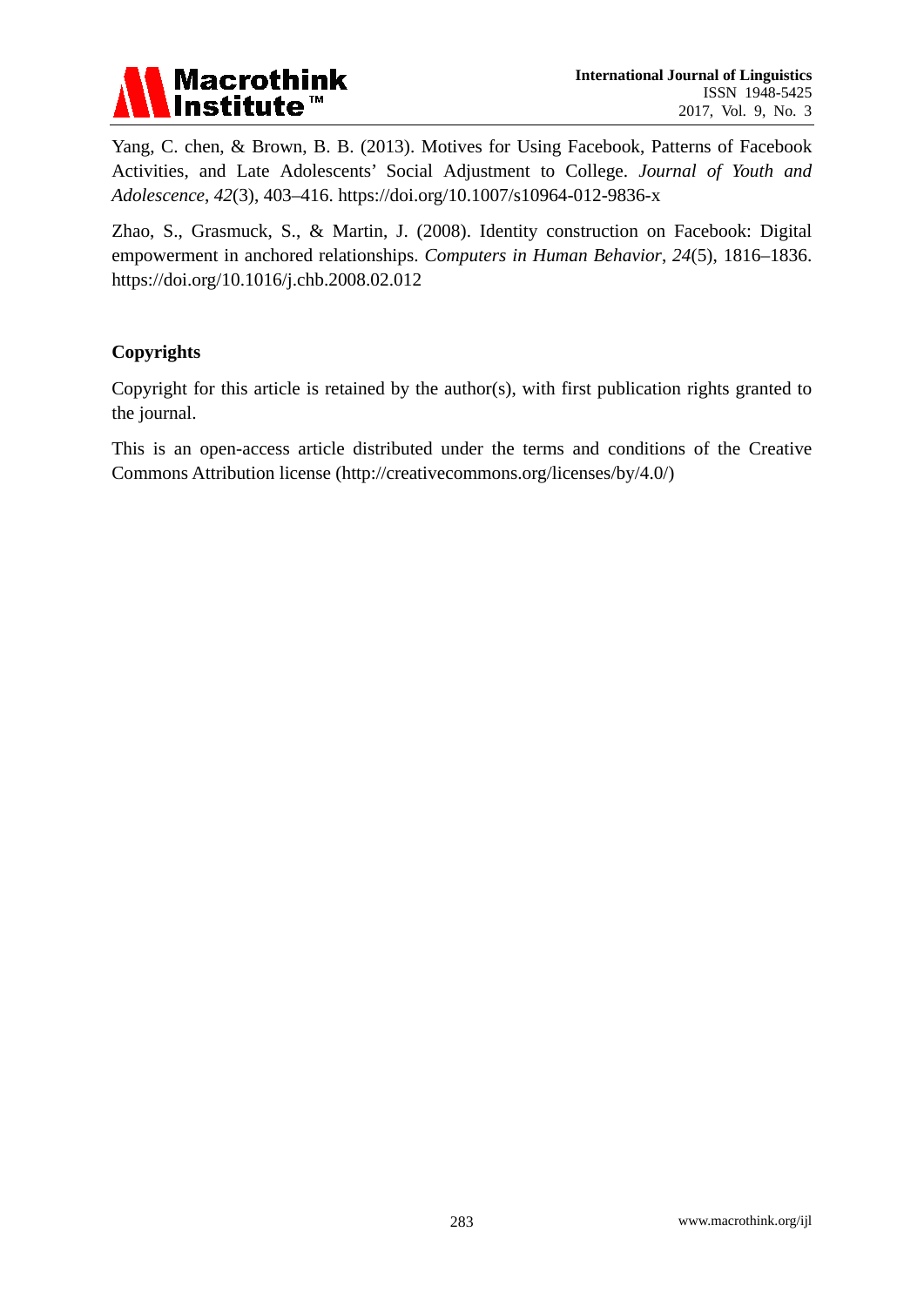Yang, C. chen, & Brown, B. B. (2013). Motives for Using Facebook, Patterns of Facebook Activities, and Late Adolescents' Social Adjustment to College. *Journal of Youth and Adolescence*, *42*(3), 403–416. https://doi.org/10.1007/s10964-012-9836-x

Zhao, S., Grasmuck, S., & Martin, J. (2008). Identity construction on Facebook: Digital empowerment in anchored relationships. *Computers in Human Behavior*, *24*(5), 1816–1836. https://doi.org/10.1016/j.chb.2008.02.012

## Copyrights

Copyright for this article is retained by the author(s), with first publication rights granted to the journal.

This is an open-access article distributed under the terms and conditions of the Creative Commons Attribution license (http://creativecommons.org/licenses/by/4.0/)